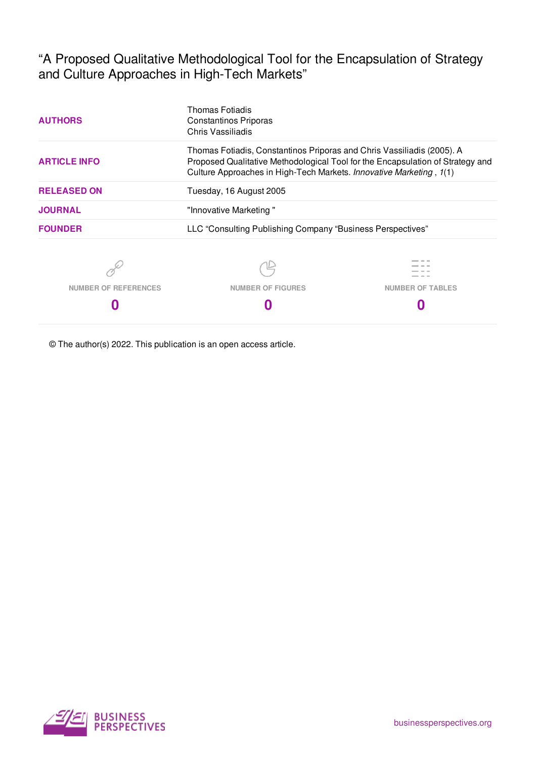# "A Proposed Qualitative Methodological Tool for the Encapsulation of Strategy and Culture Approaches in High-Tech Markets"

| | |
|---|---|
| **AUTHORS** | Thomas Fotiadis<br>Constantinos Priporas<br>Chris Vassiliadis |
| **ARTICLE INFO** | Thomas Fotiadis, Constantinos Priporas and Chris Vassiliadis (2005). A Proposed Qualitative Methodological Tool for the Encapsulation of Strategy and Culture Approaches in High-Tech Markets. *Innovative Marketing* , *1*(1) |
| **RELEASED ON** | Tuesday, 16 August 2005 |
| **JOURNAL** | "Innovative Marketing " |
| **FOUNDER** | LLC "Consulting Publishing Company "Business Perspectives" |

| NUMBER OF REFERENCES | NUMBER OF FIGURES | NUMBER OF TABLES |
|---|---|---|
| **0** | **0** | **0** |

© The author(s) 2022. This publication is an open access article.

BUSINESS PERSPECTIVES

businessperspectives.org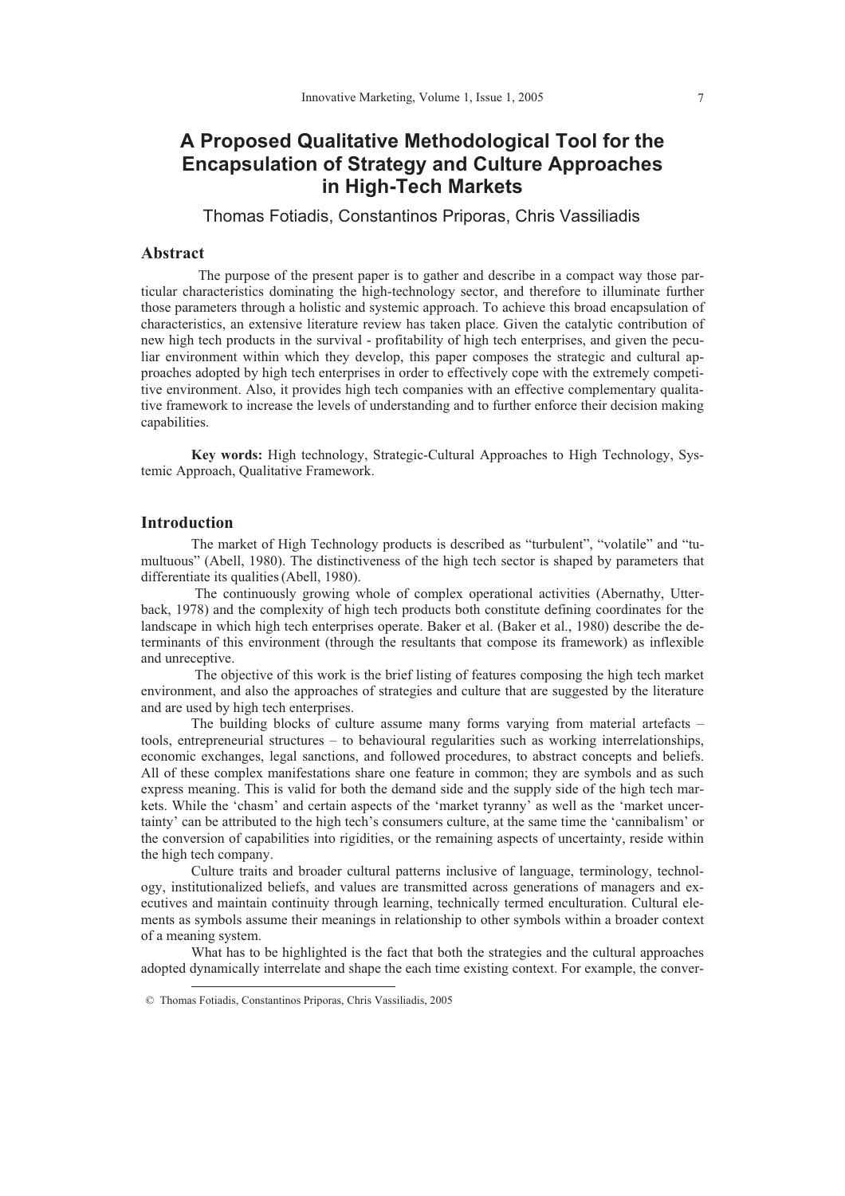# A Proposed Qualitative Methodological Tool for the Encapsulation of Strategy and Culture Approaches in High-Tech Markets

Thomas Fotiadis, Constantinos Priporas, Chris Vassiliadis

## Abstract

The purpose of the present paper is to gather and describe in a compact way those particular characteristics dominating the high-technology sector, and therefore to illuminate further those parameters through a holistic and systemic approach. To achieve this broad encapsulation of characteristics, an extensive literature review has taken place. Given the catalytic contribution of new high tech products in the survival - profitability of high tech enterprises, and given the peculiar environment within which they develop, this paper composes the strategic and cultural approaches adopted by high tech enterprises in order to effectively cope with the extremely competitive environment. Also, it provides high tech companies with an effective complementary qualitative framework to increase the levels of understanding and to further enforce their decision making capabilities.

**Key words:** High technology, Strategic-Cultural Approaches to High Technology, Systemic Approach, Qualitative Framework.

## Introduction

The market of High Technology products is described as "turbulent", "volatile" and "tumultuous" (Abell, 1980). The distinctiveness of the high tech sector is shaped by parameters that differentiate its qualities (Abell, 1980).

The continuously growing whole of complex operational activities (Abernathy, Utterback, 1978) and the complexity of high tech products both constitute defining coordinates for the landscape in which high tech enterprises operate. Baker et al. (Baker et al., 1980) describe the determinants of this environment (through the resultants that compose its framework) as inflexible and unreceptive.

The objective of this work is the brief listing of features composing the high tech market environment, and also the approaches of strategies and culture that are suggested by the literature and are used by high tech enterprises.

The building blocks of culture assume many forms varying from material artefacts – tools, entrepreneurial structures – to behavioural regularities such as working interrelationships, economic exchanges, legal sanctions, and followed procedures, to abstract concepts and beliefs. All of these complex manifestations share one feature in common; they are symbols and as such express meaning. This is valid for both the demand side and the supply side of the high tech markets. While the 'chasm' and certain aspects of the 'market tyranny' as well as the 'market uncertainty' can be attributed to the high tech's consumers culture, at the same time the 'cannibalism' or the conversion of capabilities into rigidities, or the remaining aspects of uncertainty, reside within the high tech company.

Culture traits and broader cultural patterns inclusive of language, terminology, technology, institutionalized beliefs, and values are transmitted across generations of managers and executives and maintain continuity through learning, technically termed enculturation. Cultural elements as symbols assume their meanings in relationship to other symbols within a broader context of a meaning system.

What has to be highlighted is the fact that both the strategies and the cultural approaches adopted dynamically interrelate and shape the each time existing context. For example, the conver-

© Thomas Fotiadis, Constantinos Priporas, Chris Vassiliadis, 2005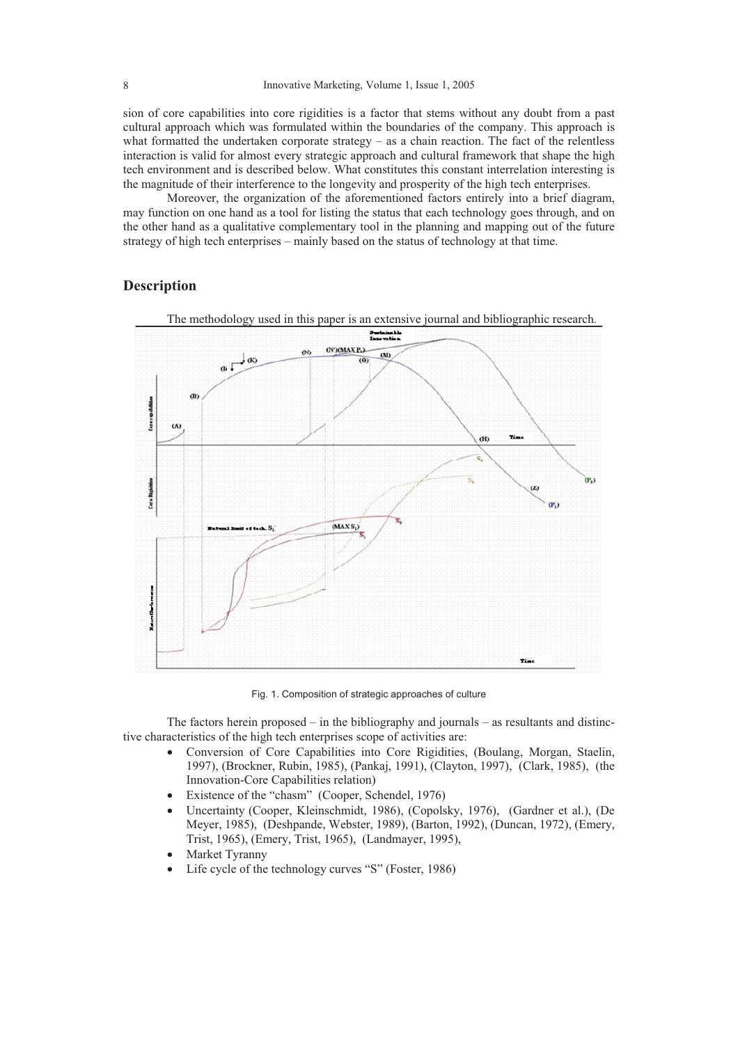sion of core capabilities into core rigidities is a factor that stems without any doubt from a past cultural approach which was formulated within the boundaries of the company. This approach is what formatted the undertaken corporate strategy – as a chain reaction. The fact of the relentless interaction is valid for almost every strategic approach and cultural framework that shape the high tech environment and is described below. What constitutes this constant interrelation interesting is the magnitude of their interference to the longevity and prosperity of the high tech enterprises.

Moreover, the organization of the aforementioned factors entirely into a brief diagram, may function on one hand as a tool for listing the status that each technology goes through, and on the other hand as a qualitative complementary tool in the planning and mapping out of the future strategy of high tech enterprises – mainly based on the status of technology at that time.

## Description

The methodology used in this paper is an extensive journal and bibliographic research.

Fig. 1. Composition of strategic approaches of culture

The factors herein proposed – in the bibliography and journals – as resultants and distinctive characteristics of the high tech enterprises scope of activities are:

- Conversion of Core Capabilities into Core Rigidities, (Boulang, Morgan, Staelin, 1997), (Brockner, Rubin, 1985), (Pankaj, 1991), (Clayton, 1997), (Clark, 1985), (the Innovation-Core Capabilities relation)
- Existence of the "chasm" (Cooper, Schendel, 1976)
- Uncertainty (Cooper, Kleinschmidt, 1986), (Copolsky, 1976), (Gardner et al.), (De Meyer, 1985), (Deshpande, Webster, 1989), (Barton, 1992), (Duncan, 1972), (Emery, Trist, 1965), (Emery, Trist, 1965), (Landmayer, 1995),
- Market Tyranny
- Life cycle of the technology curves "S" (Foster, 1986)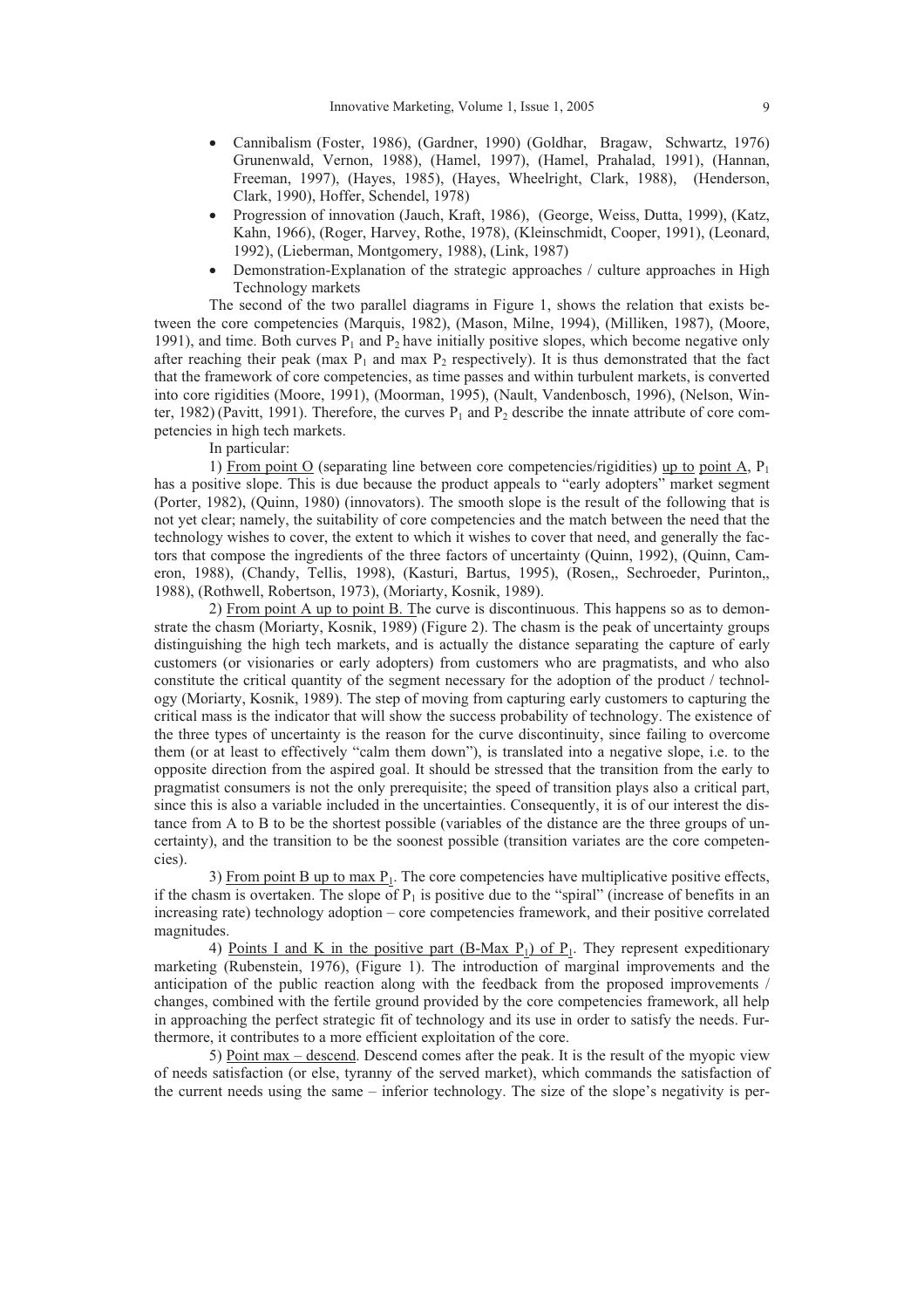- Cannibalism (Foster, 1986), (Gardner, 1990) (Goldhar, Bragaw, Schwartz, 1976) Grunenwald, Vernon, 1988), (Hamel, 1997), (Hamel, Prahalad, 1991), (Hannan, Freeman, 1997), (Hayes, 1985), (Hayes, Wheelright, Clark, 1988), (Henderson, Clark, 1990), Hoffer, Schendel, 1978)
- Progression of innovation (Jauch, Kraft, 1986), (George, Weiss, Dutta, 1999), (Katz, Kahn, 1966), (Roger, Harvey, Rothe, 1978), (Kleinschmidt, Cooper, 1991), (Leonard, 1992), (Lieberman, Montgomery, 1988), (Link, 1987)
- Demonstration-Explanation of the strategic approaches / culture approaches in High Technology markets

The second of the two parallel diagrams in Figure 1, shows the relation that exists between the core competencies (Marquis, 1982), (Mason, Milne, 1994), (Milliken, 1987), (Moore, 1991), and time. Both curves $P_1$ and $P_2$ have initially positive slopes, which become negative only after reaching their peak (max $P_1$ and max $P_2$ respectively). It is thus demonstrated that the fact that the framework of core competencies, as time passes and within turbulent markets, is converted into core rigidities (Moore, 1991), (Moorman, 1995), (Nault, Vandenbosch, 1996), (Nelson, Winter, 1982) (Pavitt, 1991). Therefore, the curves $P_1$ and $P_2$ describe the innate attribute of core competencies in high tech markets.

In particular:

1) <u>From point O</u> (separating line between core competencies/rigidities) <u>up to</u> <u>point A</u>, $P_1$ has a positive slope. This is due because the product appeals to "early adopters" market segment (Porter, 1982), (Quinn, 1980) (innovators). The smooth slope is the result of the following that is not yet clear; namely, the suitability of core competencies and the match between the need that the technology wishes to cover, the extent to which it wishes to cover that need, and generally the factors that compose the ingredients of the three factors of uncertainty (Quinn, 1992), (Quinn, Cameron, 1988), (Chandy, Tellis, 1998), (Kasturi, Bartus, 1995), (Rosen,, Sechroeder, Purinton,, 1988), (Rothwell, Robertson, 1973), (Moriarty, Kosnik, 1989).

2) <u>From point A up to point B. T</u>he curve is discontinuous. This happens so as to demonstrate the chasm (Moriarty, Kosnik, 1989) (Figure 2). The chasm is the peak of uncertainty groups distinguishing the high tech markets, and is actually the distance separating the capture of early customers (or visionaries or early adopters) from customers who are pragmatists, and who also constitute the critical quantity of the segment necessary for the adoption of the product / technology (Moriarty, Kosnik, 1989). The step of moving from capturing early customers to capturing the critical mass is the indicator that will show the success probability of technology. The existence of the three types of uncertainty is the reason for the curve discontinuity, since failing to overcome them (or at least to effectively "calm them down"), is translated into a negative slope, i.e. to the opposite direction from the aspired goal. It should be stressed that the transition from the early to pragmatist consumers is not the only prerequisite; the speed of transition plays also a critical part, since this is also a variable included in the uncertainties. Consequently, it is of our interest the distance from A to B to be the shortest possible (variables of the distance are the three groups of uncertainty), and the transition to be the soonest possible (transition variates are the core competencies).

3) <u>From point B up to max $P_1$</u>. The core competencies have multiplicative positive effects, if the chasm is overtaken. The slope of $P_1$ is positive due to the "spiral" (increase of benefits in an increasing rate) technology adoption – core competencies framework, and their positive correlated magnitudes.

4) <u>Points I and K in the positive part (B-Max $P_1$) of $P_1$</u>. They represent expeditionary marketing (Rubenstein, 1976), (Figure 1). The introduction of marginal improvements and the anticipation of the public reaction along with the feedback from the proposed improvements / changes, combined with the fertile ground provided by the core competencies framework, all help in approaching the perfect strategic fit of technology and its use in order to satisfy the needs. Furthermore, it contributes to a more efficient exploitation of the core.

5) <u>Point max – descend</u>. Descend comes after the peak. It is the result of the myopic view of needs satisfaction (or else, tyranny of the served market), which commands the satisfaction of the current needs using the same – inferior technology. The size of the slope's negativity is per-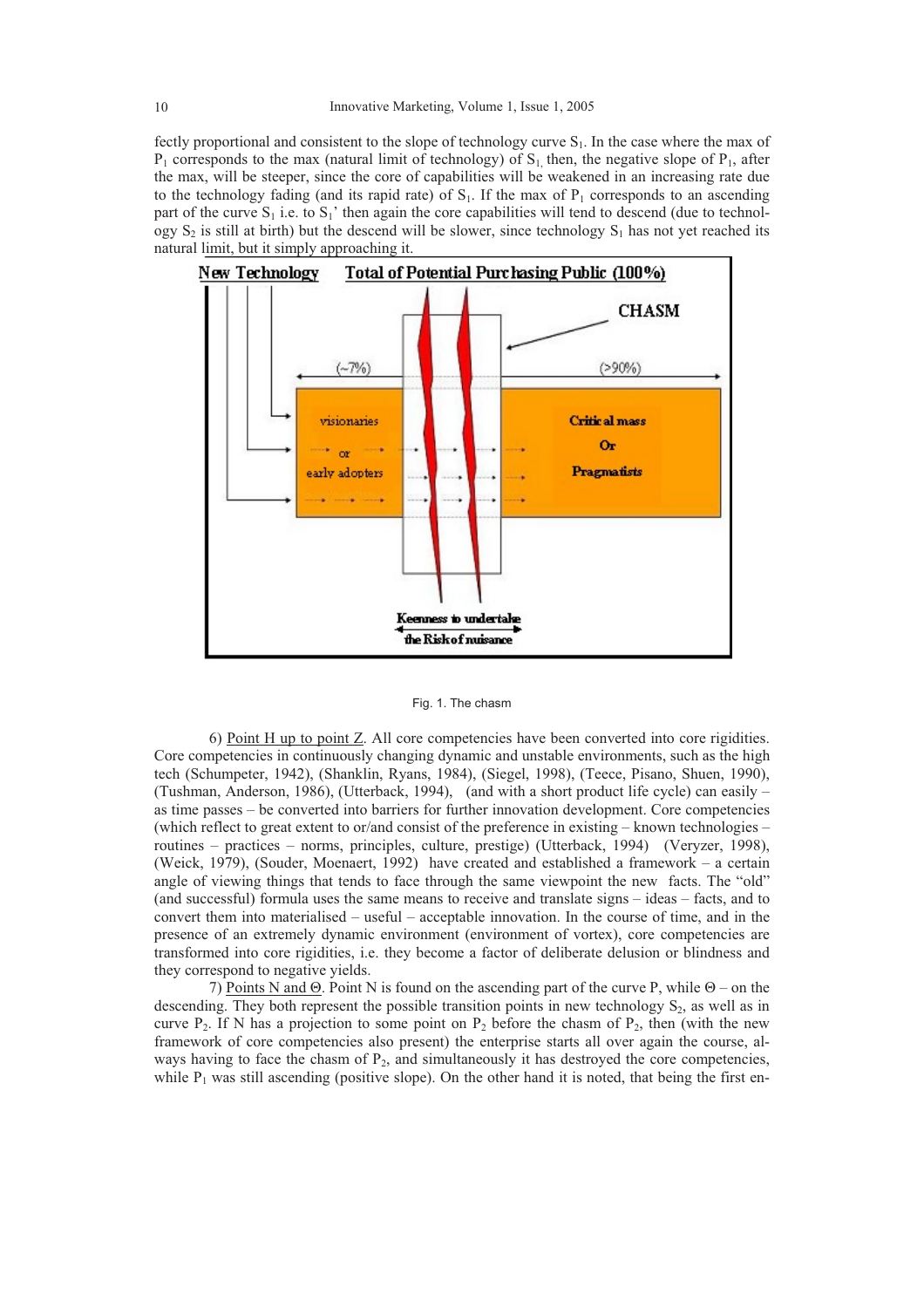fectly proportional and consistent to the slope of technology curve $S_1$. In the case where the max of $P_1$ corresponds to the max (natural limit of technology) of $S_1$, then, the negative slope of $P_1$, after the max, will be steeper, since the core of capabilities will be weakened in an increasing rate due to the technology fading (and its rapid rate) of $S_1$. If the max of $P_1$ corresponds to an ascending part of the curve $S_1$ i.e. to $S_1$' then again the core capabilities will tend to descend (due to technology $S_2$ is still at birth) but the descend will be slower, since technology $S_1$ has not yet reached its natural limit, but it simply approaching it.

Fig. 1. The chasm

6) Point H up to point Z. All core competencies have been converted into core rigidities. Core competencies in continuously changing dynamic and unstable environments, such as the high tech (Schumpeter, 1942), (Shanklin, Ryans, 1984), (Siegel, 1998), (Teece, Pisano, Shuen, 1990), (Tushman, Anderson, 1986), (Utterback, 1994), (and with a short product life cycle) can easily – as time passes – be converted into barriers for further innovation development. Core competencies (which reflect to great extent to or/and consist of the preference in existing – known technologies – routines – practices – norms, principles, culture, prestige) (Utterback, 1994) (Veryzer, 1998), (Weick, 1979), (Souder, Moenaert, 1992) have created and established a framework – a certain angle of viewing things that tends to face through the same viewpoint the new facts. The "old" (and successful) formula uses the same means to receive and translate signs – ideas – facts, and to convert them into materialised – useful – acceptable innovation. In the course of time, and in the presence of an extremely dynamic environment (environment of vortex), core competencies are transformed into core rigidities, i.e. they become a factor of deliberate delusion or blindness and they correspond to negative yields.

7) Points N and Θ. Point N is found on the ascending part of the curve P, while Θ – on the descending. They both represent the possible transition points in new technology $S_2$, as well as in curve $P_2$. If N has a projection to some point on $P_2$ before the chasm of $P_2$, then (with the new framework of core competencies also present) the enterprise starts all over again the course, always having to face the chasm of $P_2$, and simultaneously it has destroyed the core competencies, while $P_1$ was still ascending (positive slope). On the other hand it is noted, that being the first en-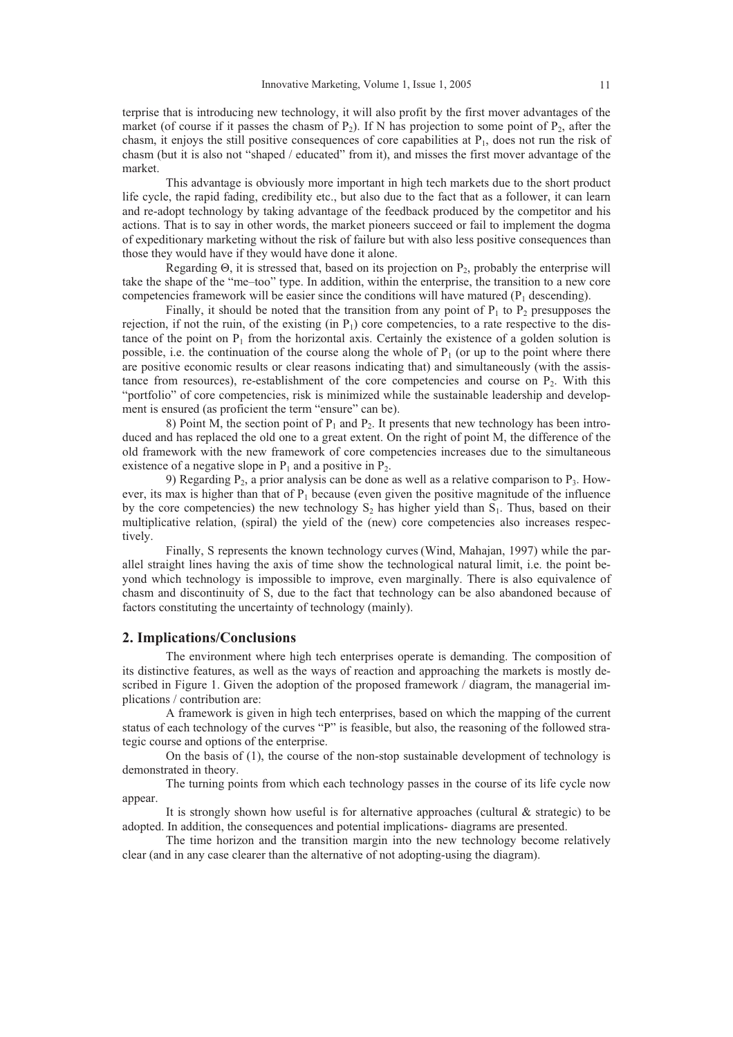terprise that is introducing new technology, it will also profit by the first mover advantages of the market (of course if it passes the chasm of $P_2$). If N has projection to some point of $P_2$, after the chasm, it enjoys the still positive consequences of core capabilities at $P_1$, does not run the risk of chasm (but it is also not "shaped / educated" from it), and misses the first mover advantage of the market.

This advantage is obviously more important in high tech markets due to the short product life cycle, the rapid fading, credibility etc., but also due to the fact that as a follower, it can learn and re-adopt technology by taking advantage of the feedback produced by the competitor and his actions. That is to say in other words, the market pioneers succeed or fail to implement the dogma of expeditionary marketing without the risk of failure but with also less positive consequences than those they would have if they would have done it alone.

Regarding Θ, it is stressed that, based on its projection on $P_2$, probably the enterprise will take the shape of the "me–too" type. In addition, within the enterprise, the transition to a new core competencies framework will be easier since the conditions will have matured ($P_1$ descending).

Finally, it should be noted that the transition from any point of $P_1$ to $P_2$ presupposes the rejection, if not the ruin, of the existing (in $P_1$) core competencies, to a rate respective to the distance of the point on $P_1$ from the horizontal axis. Certainly the existence of a golden solution is possible, i.e. the continuation of the course along the whole of $P_1$ (or up to the point where there are positive economic results or clear reasons indicating that) and simultaneously (with the assistance from resources), re-establishment of the core competencies and course on $P_2$. With this "portfolio" of core competencies, risk is minimized while the sustainable leadership and development is ensured (as proficient the term "ensure" can be).

8) Point M, the section point of $P_1$ and $P_2$. It presents that new technology has been introduced and has replaced the old one to a great extent. On the right of point M, the difference of the old framework with the new framework of core competencies increases due to the simultaneous existence of a negative slope in $P_1$ and a positive in $P_2$.

9) Regarding $P_2$, a prior analysis can be done as well as a relative comparison to $P_3$. However, its max is higher than that of $P_1$ because (even given the positive magnitude of the influence by the core competencies) the new technology $S_2$ has higher yield than $S_1$. Thus, based on their multiplicative relation, (spiral) the yield of the (new) core competencies also increases respectively.

Finally, S represents the known technology curves (Wind, Mahajan, 1997) while the parallel straight lines having the axis of time show the technological natural limit, i.e. the point beyond which technology is impossible to improve, even marginally. There is also equivalence of chasm and discontinuity of S, due to the fact that technology can be also abandoned because of factors constituting the uncertainty of technology (mainly).

## 2. Implications/Conclusions

The environment where high tech enterprises operate is demanding. The composition of its distinctive features, as well as the ways of reaction and approaching the markets is mostly described in Figure 1. Given the adoption of the proposed framework / diagram, the managerial implications / contribution are:

A framework is given in high tech enterprises, based on which the mapping of the current status of each technology of the curves "P" is feasible, but also, the reasoning of the followed strategic course and options of the enterprise.

On the basis of (1), the course of the non-stop sustainable development of technology is demonstrated in theory.

The turning points from which each technology passes in the course of its life cycle now appear.

It is strongly shown how useful is for alternative approaches (cultural & strategic) to be adopted. In addition, the consequences and potential implications- diagrams are presented.

The time horizon and the transition margin into the new technology become relatively clear (and in any case clearer than the alternative of not adopting-using the diagram).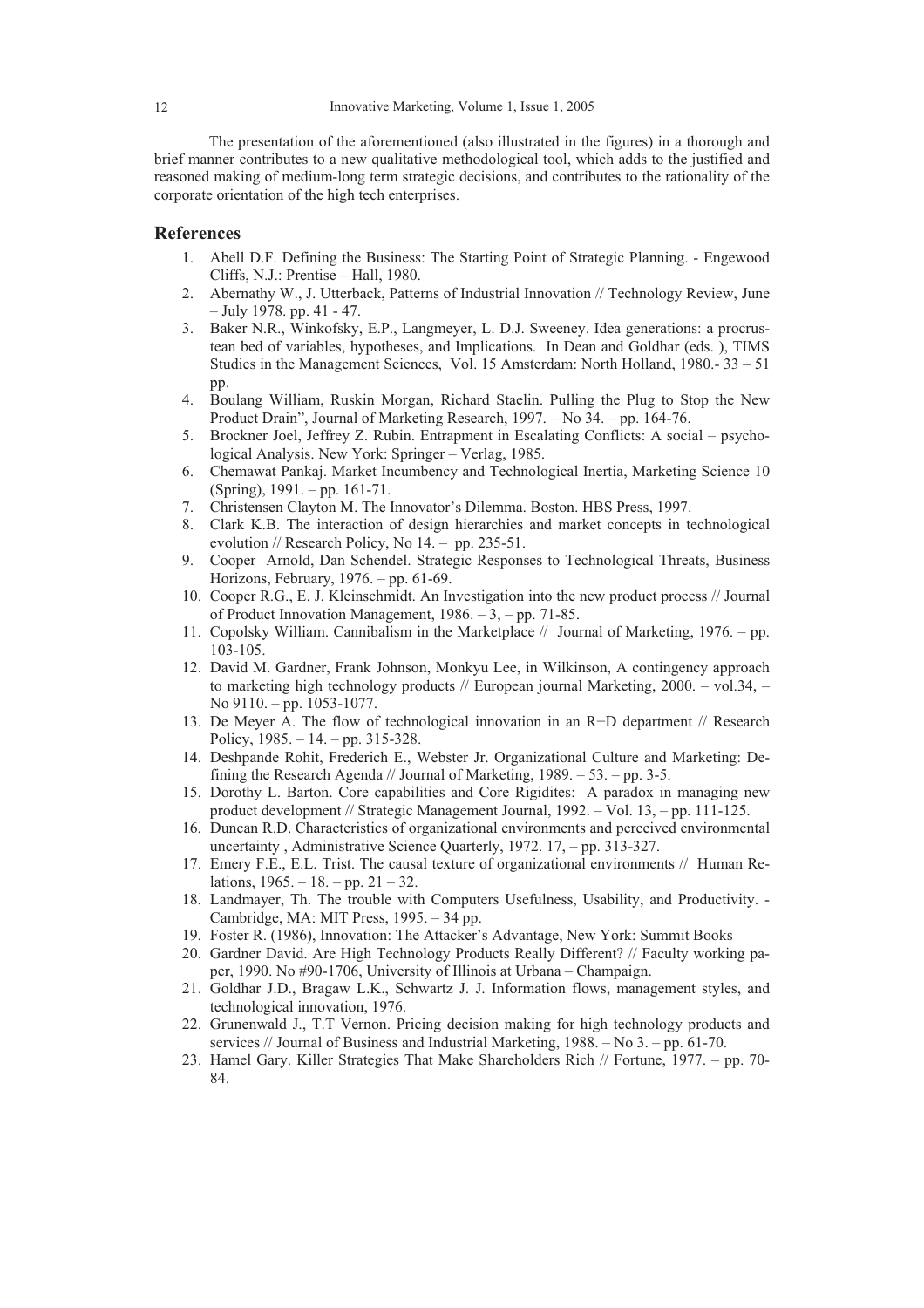The presentation of the aforementioned (also illustrated in the figures) in a thorough and brief manner contributes to a new qualitative methodological tool, which adds to the justified and reasoned making of medium-long term strategic decisions, and contributes to the rationality of the corporate orientation of the high tech enterprises.

## References

1. Abell D.F. Defining the Business: The Starting Point of Strategic Planning. - Engewood Cliffs, N.J.: Prentise – Hall, 1980.
2. Abernathy W., J. Utterback, Patterns of Industrial Innovation // Technology Review, June – July 1978. pp. 41 - 47.
3. Baker N.R., Winkofsky, E.P., Langmeyer, L. D.J. Sweeney. Idea generations: a procrustean bed of variables, hypotheses, and Implications. In Dean and Goldhar (eds. ), TIMS Studies in the Management Sciences, Vol. 15 Amsterdam: North Holland, 1980.- 33 – 51 pp.
4. Boulang William, Ruskin Morgan, Richard Staelin. Pulling the Plug to Stop the New Product Drain", Journal of Marketing Research, 1997. – No 34. – pp. 164-76.
5. Brockner Joel, Jeffrey Z. Rubin. Entrapment in Escalating Conflicts: A social – psychological Analysis. New York: Springer – Verlag, 1985.
6. Chemawat Pankaj. Market Incumbency and Technological Inertia, Marketing Science 10 (Spring), 1991. – pp. 161-71.
7. Christensen Clayton M. The Innovator's Dilemma. Boston. HBS Press, 1997.
8. Clark K.B. The interaction of design hierarchies and market concepts in technological evolution // Research Policy, No 14. – pp. 235-51.
9. Cooper Arnold, Dan Schendel. Strategic Responses to Technological Threats, Business Horizons, February, 1976. – pp. 61-69.
10. Cooper R.G., E. J. Kleinschmidt. An Investigation into the new product process // Journal of Product Innovation Management, 1986. – 3, – pp. 71-85.
11. Copolsky William. Cannibalism in the Marketplace // Journal of Marketing, 1976. – pp. 103-105.
12. David M. Gardner, Frank Johnson, Monkyu Lee, in Wilkinson, A contingency approach to marketing high technology products // European journal Marketing, 2000. – vol.34, – No 9110. – pp. 1053-1077.
13. De Meyer A. The flow of technological innovation in an R+D department // Research Policy, 1985. – 14. – pp. 315-328.
14. Deshpande Rohit, Frederich E., Webster Jr. Organizational Culture and Marketing: Defining the Research Agenda // Journal of Marketing, 1989. – 53. – pp. 3-5.
15. Dorothy L. Barton. Core capabilities and Core Rigidites: A paradox in managing new product development // Strategic Management Journal, 1992. – Vol. 13, – pp. 111-125.
16. Duncan R.D. Characteristics of organizational environments and perceived environmental uncertainty , Administrative Science Quarterly, 1972. 17, – pp. 313-327.
17. Emery F.E., E.L. Trist. The causal texture of organizational environments // Human Relations, 1965. – 18. – pp. 21 – 32.
18. Landmayer, Th. The trouble with Computers Usefulness, Usability, and Productivity. - Cambridge, MA: MIT Press, 1995. – 34 pp.
19. Foster R. (1986), Innovation: The Attacker's Advantage, New York: Summit Books
20. Gardner David. Are High Technology Products Really Different? // Faculty working paper, 1990. No #90-1706, University of Illinois at Urbana – Champaign.
21. Goldhar J.D., Bragaw L.K., Schwartz J. J. Information flows, management styles, and technological innovation, 1976.
22. Grunenwald J., T.T Vernon. Pricing decision making for high technology products and services // Journal of Business and Industrial Marketing, 1988. – No 3. – pp. 61-70.
23. Hamel Gary. Killer Strategies That Make Shareholders Rich // Fortune, 1977. – pp. 70-84.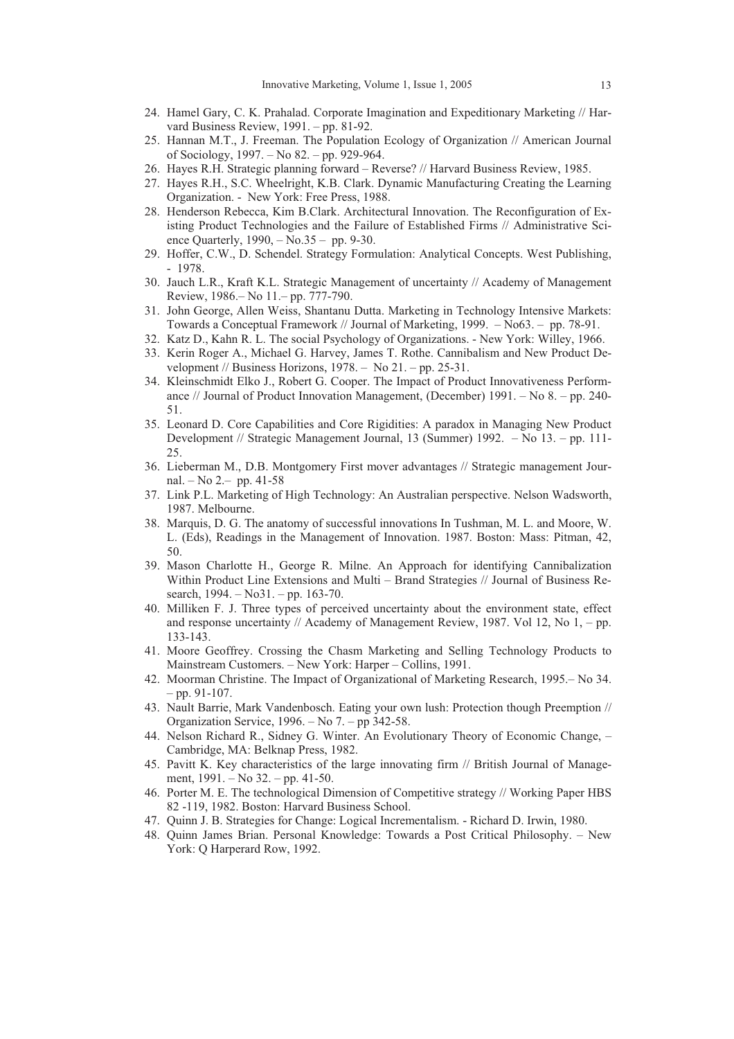24. Hamel Gary, C. K. Prahalad. Corporate Imagination and Expeditionary Marketing // Harvard Business Review, 1991. – pp. 81-92.
25. Hannan M.T., J. Freeman. The Population Ecology of Organization // American Journal of Sociology, 1997. – No 82. – pp. 929-964.
26. Hayes R.H. Strategic planning forward – Reverse? // Harvard Business Review, 1985.
27. Hayes R.H., S.C. Wheelright, K.B. Clark. Dynamic Manufacturing Creating the Learning Organization. - New York: Free Press, 1988.
28. Henderson Rebecca, Kim B.Clark. Architectural Innovation. The Reconfiguration of Existing Product Technologies and the Failure of Established Firms // Administrative Science Quarterly, 1990, – No.35 – pp. 9-30.
29. Hoffer, C.W., D. Schendel. Strategy Formulation: Analytical Concepts. West Publishing, - 1978.
30. Jauch L.R., Kraft K.L. Strategic Management of uncertainty // Academy of Management Review, 1986.– No 11.– pp. 777-790.
31. John George, Allen Weiss, Shantanu Dutta. Marketing in Technology Intensive Markets: Towards a Conceptual Framework // Journal of Marketing, 1999. – No63. – pp. 78-91.
32. Katz D., Kahn R. L. The social Psychology of Organizations. - New York: Willey, 1966.
33. Kerin Roger A., Michael G. Harvey, James T. Rothe. Cannibalism and New Product Development // Business Horizons, 1978. – No 21. – pp. 25-31.
34. Kleinschmidt Elko J., Robert G. Cooper. The Impact of Product Innovativeness Performance // Journal of Product Innovation Management, (December) 1991. – No 8. – pp. 240-51.
35. Leonard D. Core Capabilities and Core Rigidities: A paradox in Managing New Product Development // Strategic Management Journal, 13 (Summer) 1992. – No 13. – pp. 111-25.
36. Lieberman M., D.B. Montgomery First mover advantages // Strategic management Journal. – No 2.– pp. 41-58
37. Link P.L. Marketing of High Technology: An Australian perspective. Nelson Wadsworth, 1987. Melbourne.
38. Marquis, D. G. The anatomy of successful innovations In Tushman, M. L. and Moore, W. L. (Eds), Readings in the Management of Innovation. 1987. Boston: Mass: Pitman, 42, 50.
39. Mason Charlotte H., George R. Milne. An Approach for identifying Cannibalization Within Product Line Extensions and Multi – Brand Strategies // Journal of Business Research, 1994. – No31. – pp. 163-70.
40. Milliken F. J. Three types of perceived uncertainty about the environment state, effect and response uncertainty // Academy of Management Review, 1987. Vol 12, No 1, – pp. 133-143.
41. Moore Geoffrey. Crossing the Chasm Marketing and Selling Technology Products to Mainstream Customers. – New York: Harper – Collins, 1991.
42. Moorman Christine. The Impact of Organizational of Marketing Research, 1995.– No 34. – pp. 91-107.
43. Nault Barrie, Mark Vandenbosch. Eating your own lush: Protection though Preemption // Organization Service, 1996. – No 7. – pp 342-58.
44. Nelson Richard R., Sidney G. Winter. An Evolutionary Theory of Economic Change, – Cambridge, MA: Belknap Press, 1982.
45. Pavitt K. Key characteristics of the large innovating firm // British Journal of Management, 1991. – No 32. – pp. 41-50.
46. Porter M. E. The technological Dimension of Competitive strategy // Working Paper HBS 82 -119, 1982. Boston: Harvard Business School.
47. Quinn J. B. Strategies for Change: Logical Incrementalism. - Richard D. Irwin, 1980.
48. Quinn James Brian. Personal Knowledge: Towards a Post Critical Philosophy. – New York: Q Harperard Row, 1992.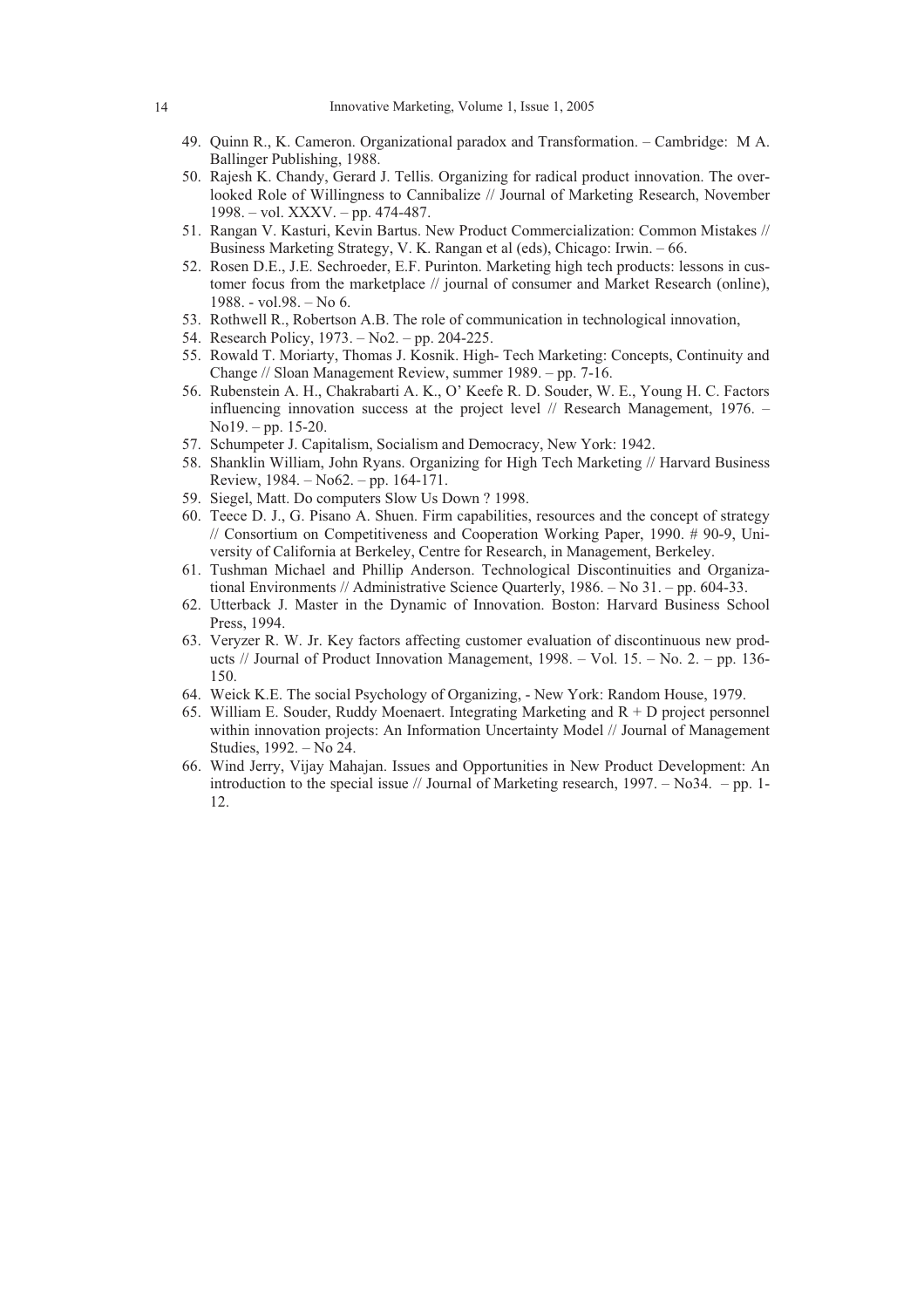49. Quinn R., K. Cameron. Organizational paradox and Transformation. – Cambridge: M A. Ballinger Publishing, 1988.
50. Rajesh K. Chandy, Gerard J. Tellis. Organizing for radical product innovation. The overlooked Role of Willingness to Cannibalize // Journal of Marketing Research, November 1998. – vol. XXXV. – pp. 474-487.
51. Rangan V. Kasturi, Kevin Bartus. New Product Commercialization: Common Mistakes // Business Marketing Strategy, V. K. Rangan et al (eds), Chicago: Irwin. – 66.
52. Rosen D.E., J.E. Sechroeder, E.F. Purinton. Marketing high tech products: lessons in customer focus from the marketplace // journal of consumer and Market Research (online), 1988. - vol.98. – No 6.
53. Rothwell R., Robertson A.B. The role of communication in technological innovation,
54. Research Policy, 1973. – No2. – pp. 204-225.
55. Rowald T. Moriarty, Thomas J. Kosnik. High- Tech Marketing: Concepts, Continuity and Change // Sloan Management Review, summer 1989. – pp. 7-16.
56. Rubenstein A. H., Chakrabarti A. K., O' Keefe R. D. Souder, W. E., Young H. C. Factors influencing innovation success at the project level // Research Management, 1976. – No19. – pp. 15-20.
57. Schumpeter J. Capitalism, Socialism and Democracy, New York: 1942.
58. Shanklin William, John Ryans. Organizing for High Tech Marketing // Harvard Business Review, 1984. – No62. – pp. 164-171.
59. Siegel, Matt. Do computers Slow Us Down ? 1998.
60. Teece D. J., G. Pisano A. Shuen. Firm capabilities, resources and the concept of strategy // Consortium on Competitiveness and Cooperation Working Paper, 1990. # 90-9, University of California at Berkeley, Centre for Research, in Management, Berkeley.
61. Tushman Michael and Phillip Anderson. Technological Discontinuities and Organizational Environments // Administrative Science Quarterly, 1986. – No 31. – pp. 604-33.
62. Utterback J. Master in the Dynamic of Innovation. Boston: Harvard Business School Press, 1994.
63. Veryzer R. W. Jr. Key factors affecting customer evaluation of discontinuous new products // Journal of Product Innovation Management, 1998. – Vol. 15. – No. 2. – pp. 136-150.
64. Weick K.E. The social Psychology of Organizing, - New York: Random House, 1979.
65. William E. Souder, Ruddy Moenaert. Integrating Marketing and R + D project personnel within innovation projects: An Information Uncertainty Model // Journal of Management Studies, 1992. – No 24.
66. Wind Jerry, Vijay Mahajan. Issues and Opportunities in New Product Development: An introduction to the special issue // Journal of Marketing research, 1997. – No34. – pp. 1-12.